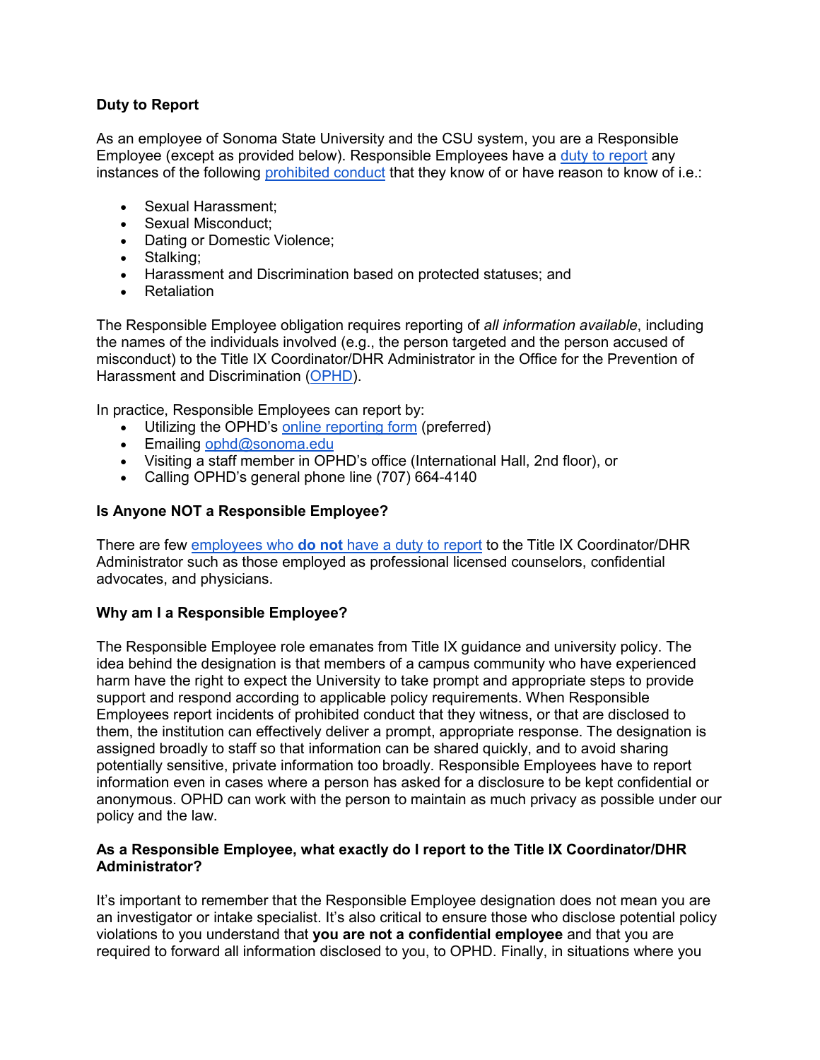**Duty to Report**

As an employee of Sonoma State University and the CSU system, you are a Responsible Employee (except as provided below). Responsible Employees have a duty to report any instances of the following prohibited conduct that they know of or have reason to know of i.e.:

- Sexual Harassment;
- Sexual Misconduct;
- Dating or Domestic Violence;
- Stalking;
- Harassment and Discrimination based on protected statuses; and
- Retaliation

The Responsible Employee obligation requires reporting of *all information available*, including the names of the individuals involved (e.g., the person targeted and the person accused of misconduct) to the Title IX Coordinator/DHR Administrator in the Office for the Prevention of Harassment and Discrimination (OPHD).

In practice, Responsible Employees can report by:

- Utilizing the OPHD's online reporting form (preferred)
- Emailing ophd@sonoma.edu
- Visiting a staff member in OPHD's office (International Hall, 2nd floor), or
- Calling OPHD's general phone line (707) 664-4140

**Is Anyone NOT a Responsible Employee?**

There are few employees who **do not** have a duty to report to the Title IX Coordinator/DHR Administrator such as those employed as professional licensed counselors, confidential advocates, and physicians.

**Why am I a Responsible Employee?**

The Responsible Employee role emanates from Title IX guidance and university policy. The idea behind the designation is that members of a campus community who have experienced harm have the right to expect the University to take prompt and appropriate steps to provide support and respond according to applicable policy requirements. When Responsible Employees report incidents of prohibited conduct that they witness, or that are disclosed to them, the institution can effectively deliver a prompt, appropriate response. The designation is assigned broadly to staff so that information can be shared quickly, and to avoid sharing potentially sensitive, private information too broadly. Responsible Employees have to report information even in cases where a person has asked for a disclosure to be kept confidential or anonymous. OPHD can work with the person to maintain as much privacy as possible under our policy and the law.

**As a Responsible Employee, what exactly do I report to the Title IX Coordinator/DHR Administrator?**

It's important to remember that the Responsible Employee designation does not mean you are an investigator or intake specialist. It's also critical to ensure those who disclose potential policy violations to you understand that **you are not a confidential employee** and that you are required to forward all information disclosed to you, to OPHD. Finally, in situations where you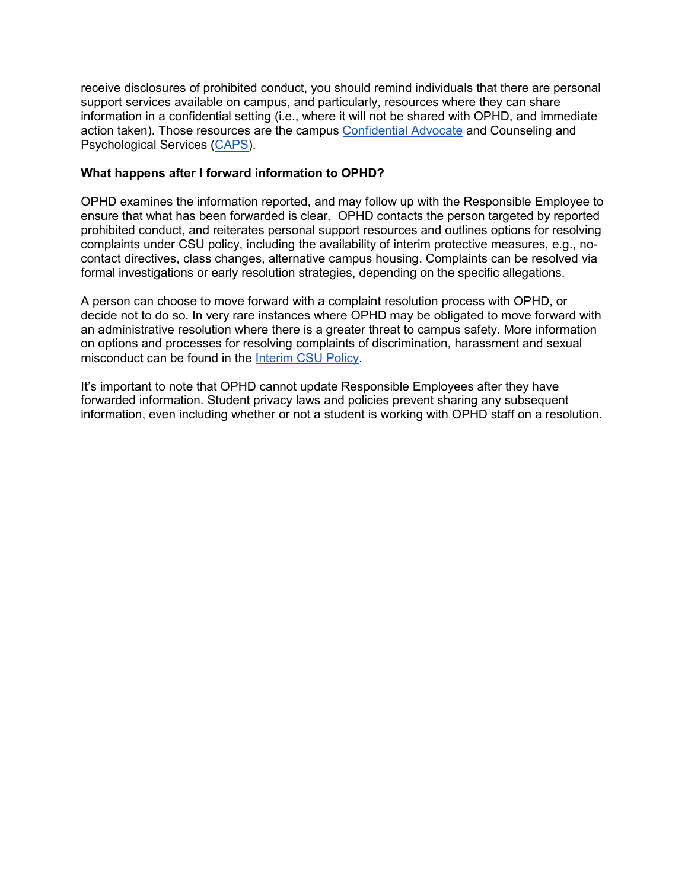receive disclosures of prohibited conduct, you should remind individuals that there are personal support services available on campus, and particularly, resources where they can share information in a confidential setting (i.e., where it will not be shared with OPHD, and immediate action taken). Those resources are the campus [Confidential Advocate]() and Counseling and Psychological Services ([CAPS]()).

**What happens after I forward information to OPHD?**

OPHD examines the information reported, and may follow up with the Responsible Employee to ensure that what has been forwarded is clear. OPHD contacts the person targeted by reported prohibited conduct, and reiterates personal support resources and outlines options for resolving complaints under CSU policy, including the availability of interim protective measures, e.g., no-contact directives, class changes, alternative campus housing. Complaints can be resolved via formal investigations or early resolution strategies, depending on the specific allegations.

A person can choose to move forward with a complaint resolution process with OPHD, or decide not to do so. In very rare instances where OPHD may be obligated to move forward with an administrative resolution where there is a greater threat to campus safety. More information on options and processes for resolving complaints of discrimination, harassment and sexual misconduct can be found in the [Interim CSU Policy]().

It's important to note that OPHD cannot update Responsible Employees after they have forwarded information. Student privacy laws and policies prevent sharing any subsequent information, even including whether or not a student is working with OPHD staff on a resolution.